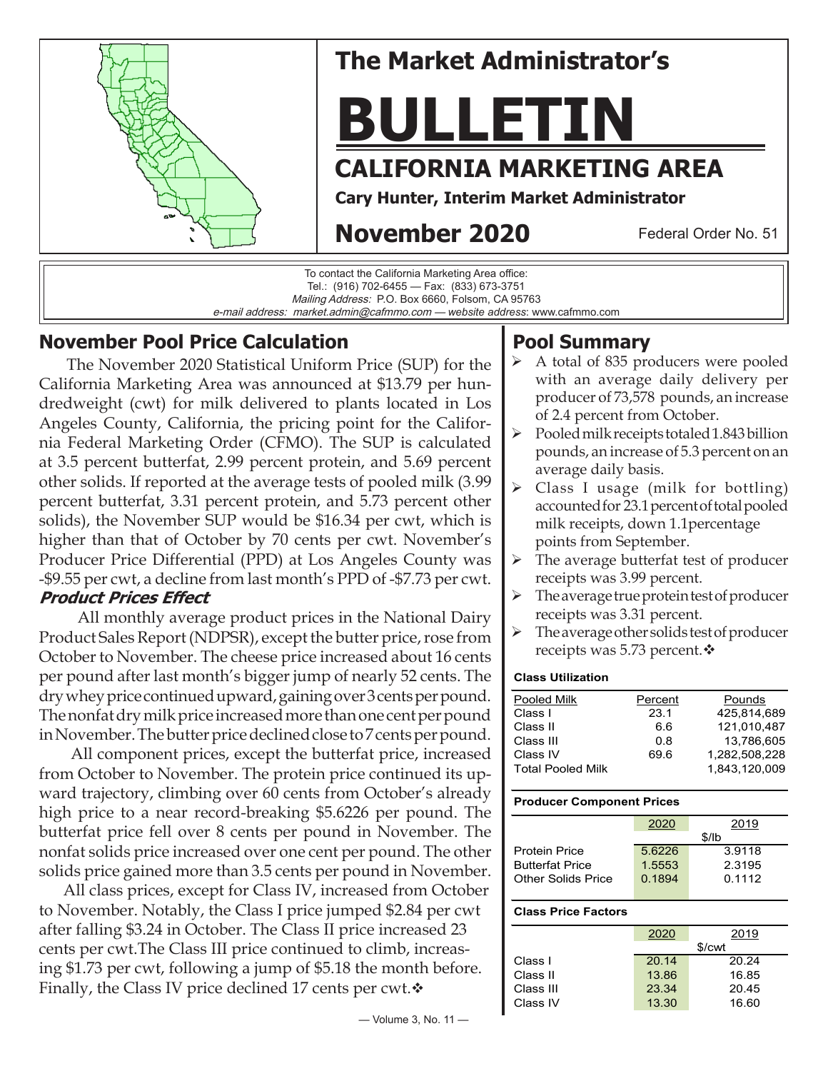# The Market Administrator's

# BULLETIN

## CALIFORNIA MARKETING AREA

**Cary Hunter, Interim Market Administrator**

## November 2020

Federal Order No. 51

To contact the California Marketing Area office:
Tel.: (916) 702-6455 — Fax: (833) 673-3751
*Mailing Address:* P.O. Box 6660, Folsom, CA 95763
*e-mail address: market.admin@cafmmo.com* — *website address*: www.cafmmo.com

## November Pool Price Calculation

The November 2020 Statistical Uniform Price (SUP) for the California Marketing Area was announced at $13.79 per hundredweight (cwt) for milk delivered to plants located in Los Angeles County, California, the pricing point for the California Federal Marketing Order (CFMO). The SUP is calculated at 3.5 percent butterfat, 2.99 percent protein, and 5.69 percent other solids. If reported at the average tests of pooled milk (3.99 percent butterfat, 3.31 percent protein, and 5.73 percent other solids), the November SUP would be $16.34 per cwt, which is higher than that of October by 70 cents per cwt. November's Producer Price Differential (PPD) at Los Angeles County was -$9.55 per cwt, a decline from last month's PPD of -$7.73 per cwt.

### *Product Prices Effect*

All monthly average product prices in the National Dairy Product Sales Report (NDPSR), except the butter price, rose from October to November. The cheese price increased about 16 cents per pound after last month's bigger jump of nearly 52 cents. The dry whey price continued upward, gaining over 3 cents per pound. The nonfat dry milk price increased more than one cent per pound in November. The butter price declined close to 7 cents per pound.

All component prices, except the butterfat price, increased from October to November. The protein price continued its upward trajectory, climbing over 60 cents from October's already high price to a near record-breaking $5.6226 per pound. The butterfat price fell over 8 cents per pound in November. The nonfat solids price increased over one cent per pound. The other solids price gained more than 3.5 cents per pound in November.

All class prices, except for Class IV, increased from October to November. Notably, the Class I price jumped $2.84 per cwt after falling $3.24 in October. The Class II price increased 23 cents per cwt.The Class III price continued to climb, increasing $1.73 per cwt, following a jump of $5.18 the month before. Finally, the Class IV price declined 17 cents per cwt.❖

## Pool Summary

- A total of 835 producers were pooled with an average daily delivery per producer of 73,578 pounds, an increase of 2.4 percent from October.
- Pooled milk receipts totaled 1.843 billion pounds, an increase of 5.3 percent on an average daily basis.
- Class I usage (milk for bottling) accounted for 23.1 percent of total pooled milk receipts, down 1.1percentage points from September.
- The average butterfat test of producer receipts was 3.99 percent.
- The average true protein test of producer receipts was 3.31 percent.
- The average other solids test of producer receipts was 5.73 percent.❖

**Class Utilization**

| Pooled Milk | Percent | Pounds |
|---|---|---|
| Class I | 23.1 | 425,814,689 |
| Class II | 6.6 | 121,010,487 |
| Class III | 0.8 | 13,786,605 |
| Class IV | 69.6 | 1,282,508,228 |
| Total Pooled Milk | | 1,843,120,009 |

**Producer Component Prices**

| | 2020 | 2019 |
|---|---|---|
| | $/lb | |
| Protein Price | 5.6226 | 3.9118 |
| Butterfat Price | 1.5553 | 2.3195 |
| Other Solids Price | 0.1894 | 0.1112 |

**Class Price Factors**

| | 2020 | 2019 |
|---|---|---|
| | $/cwt | |
| Class I | 20.14 | 20.24 |
| Class II | 13.86 | 16.85 |
| Class III | 23.34 | 20.45 |
| Class IV | 13.30 | 16.60 |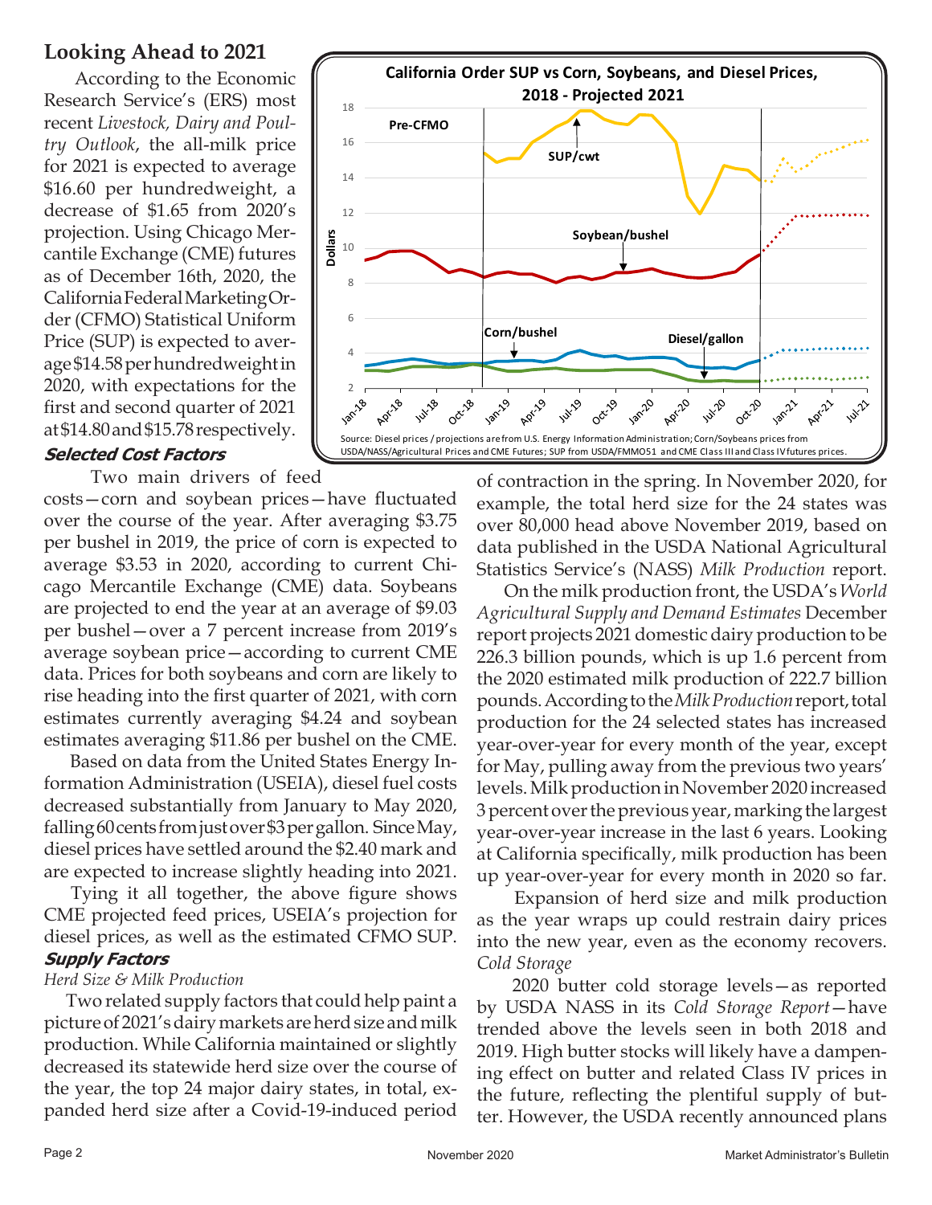## Looking Ahead to 2021

According to the Economic Research Service's (ERS) most recent *Livestock, Dairy and Poultry Outlook*, the all-milk price for 2021 is expected to average $16.60 per hundredweight, a decrease of $1.65 from 2020's projection. Using Chicago Mercantile Exchange (CME) futures as of December 16th, 2020, the California Federal Marketing Order (CFMO) Statistical Uniform Price (SUP) is expected to average $14.58 per hundredweight in 2020, with expectations for the first and second quarter of 2021 at $14.80 and $15.78 respectively.

**California Order SUP vs Corn, Soybeans, and Diesel Prices, 2018 - Projected 2021**

Source: Diesel prices / projections are from U.S. Energy Information Administration; Corn/Soybeans prices from USDA/NASS/Agricultural Prices and CME Futures; SUP from USDA/FMMO51 and CME Class III and Class IV futures prices.

### Selected Cost Factors

Two main drivers of feed costs—corn and soybean prices—have fluctuated over the course of the year. After averaging $3.75 per bushel in 2019, the price of corn is expected to average $3.53 in 2020, according to current Chicago Mercantile Exchange (CME) data. Soybeans are projected to end the year at an average of $9.03 per bushel—over a 7 percent increase from 2019's average soybean price—according to current CME data. Prices for both soybeans and corn are likely to rise heading into the first quarter of 2021, with corn estimates currently averaging $4.24 and soybean estimates averaging $11.86 per bushel on the CME.

Based on data from the United States Energy Information Administration (USEIA), diesel fuel costs decreased substantially from January to May 2020, falling 60 cents from just over $3 per gallon. Since May, diesel prices have settled around the $2.40 mark and are expected to increase slightly heading into 2021.

Tying it all together, the above figure shows CME projected feed prices, USEIA's projection for diesel prices, as well as the estimated CFMO SUP.

### Supply Factors

*Herd Size & Milk Production*

Two related supply factors that could help paint a picture of 2021's dairy markets are herd size and milk production. While California maintained or slightly decreased its statewide herd size over the course of the year, the top 24 major dairy states, in total, expanded herd size after a Covid-19-induced period of contraction in the spring. In November 2020, for example, the total herd size for the 24 states was over 80,000 head above November 2019, based on data published in the USDA National Agricultural Statistics Service's (NASS) *Milk Production* report.

On the milk production front, the USDA's *World Agricultural Supply and Demand Estimates* December report projects 2021 domestic dairy production to be 226.3 billion pounds, which is up 1.6 percent from the 2020 estimated milk production of 222.7 billion pounds. According to the *Milk Production* report, total production for the 24 selected states has increased year-over-year for every month of the year, except for May, pulling away from the previous two years' levels. Milk production in November 2020 increased 3 percent over the previous year, marking the largest year-over-year increase in the last 6 years. Looking at California specifically, milk production has been up year-over-year for every month in 2020 so far.

Expansion of herd size and milk production as the year wraps up could restrain dairy prices into the new year, even as the economy recovers.

*Cold Storage*

2020 butter cold storage levels—as reported by USDA NASS in its *Cold Storage Report*—have trended above the levels seen in both 2018 and 2019. High butter stocks will likely have a dampening effect on butter and related Class IV prices in the future, reflecting the plentiful supply of butter. However, the USDA recently announced plans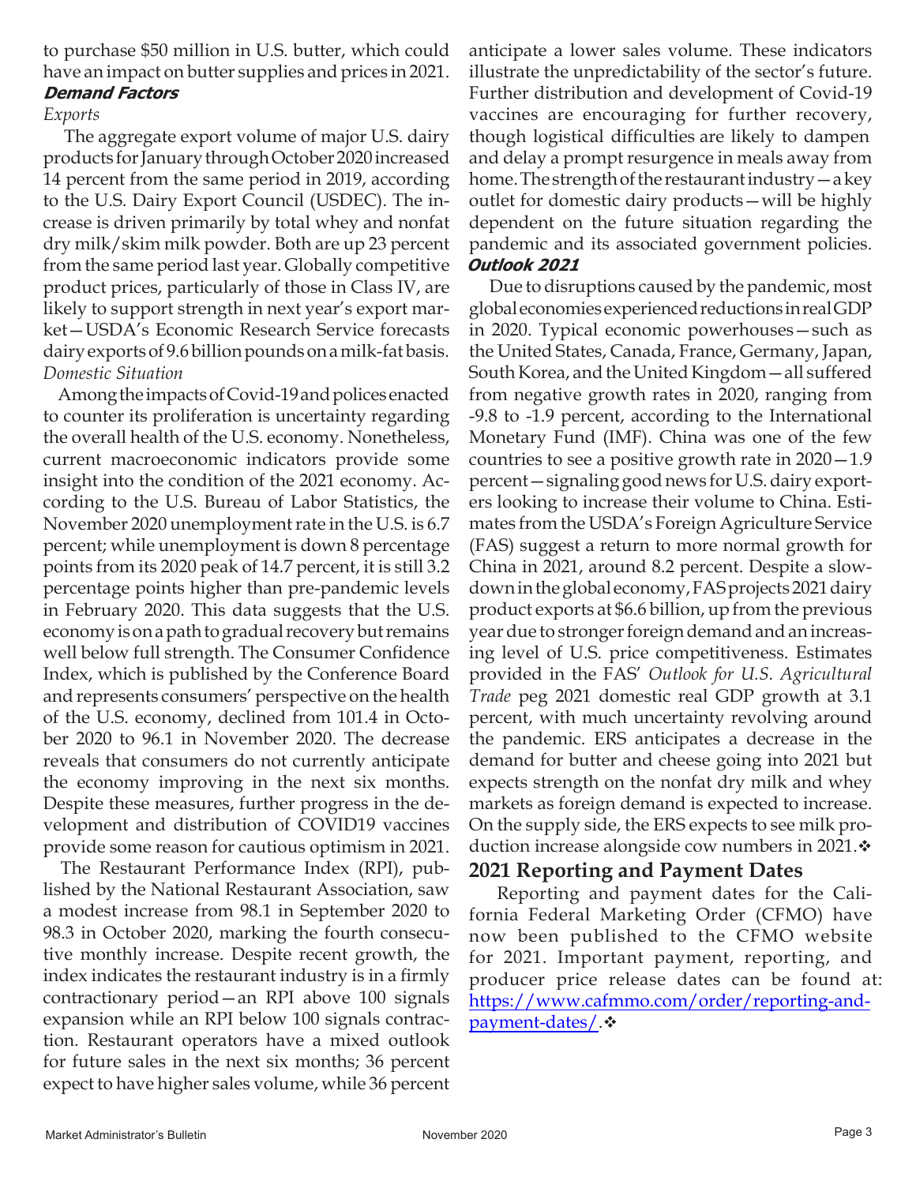to purchase $50 million in U.S. butter, which could have an impact on butter supplies and prices in 2021.

### Demand Factors

*Exports*

The aggregate export volume of major U.S. dairy products for January through October 2020 increased 14 percent from the same period in 2019, according to the U.S. Dairy Export Council (USDEC). The increase is driven primarily by total whey and nonfat dry milk/skim milk powder. Both are up 23 percent from the same period last year. Globally competitive product prices, particularly of those in Class IV, are likely to support strength in next year's export market—USDA's Economic Research Service forecasts dairy exports of 9.6 billion pounds on a milk-fat basis.

*Domestic Situation*

Among the impacts of Covid-19 and polices enacted to counter its proliferation is uncertainty regarding the overall health of the U.S. economy. Nonetheless, current macroeconomic indicators provide some insight into the condition of the 2021 economy. According to the U.S. Bureau of Labor Statistics, the November 2020 unemployment rate in the U.S. is 6.7 percent; while unemployment is down 8 percentage points from its 2020 peak of 14.7 percent, it is still 3.2 percentage points higher than pre-pandemic levels in February 2020. This data suggests that the U.S. economy is on a path to gradual recovery but remains well below full strength. The Consumer Confidence Index, which is published by the Conference Board and represents consumers' perspective on the health of the U.S. economy, declined from 101.4 in October 2020 to 96.1 in November 2020. The decrease reveals that consumers do not currently anticipate the economy improving in the next six months. Despite these measures, further progress in the development and distribution of COVID19 vaccines provide some reason for cautious optimism in 2021.

The Restaurant Performance Index (RPI), published by the National Restaurant Association, saw a modest increase from 98.1 in September 2020 to 98.3 in October 2020, marking the fourth consecutive monthly increase. Despite recent growth, the index indicates the restaurant industry is in a firmly contractionary period—an RPI above 100 signals expansion while an RPI below 100 signals contraction. Restaurant operators have a mixed outlook for future sales in the next six months; 36 percent expect to have higher sales volume, while 36 percent anticipate a lower sales volume. These indicators illustrate the unpredictability of the sector's future. Further distribution and development of Covid-19 vaccines are encouraging for further recovery, though logistical difficulties are likely to dampen and delay a prompt resurgence in meals away from home. The strength of the restaurant industry—a key outlet for domestic dairy products—will be highly dependent on the future situation regarding the pandemic and its associated government policies.

### Outlook 2021

Due to disruptions caused by the pandemic, most global economies experienced reductions in real GDP in 2020. Typical economic powerhouses—such as the United States, Canada, France, Germany, Japan, South Korea, and the United Kingdom—all suffered from negative growth rates in 2020, ranging from -9.8 to -1.9 percent, according to the International Monetary Fund (IMF). China was one of the few countries to see a positive growth rate in 2020—1.9 percent—signaling good news for U.S. dairy exporters looking to increase their volume to China. Estimates from the USDA's Foreign Agriculture Service (FAS) suggest a return to more normal growth for China in 2021, around 8.2 percent. Despite a slowdown in the global economy, FAS projects 2021 dairy product exports at $6.6 billion, up from the previous year due to stronger foreign demand and an increasing level of U.S. price competitiveness. Estimates provided in the FAS' *Outlook for U.S. Agricultural Trade* peg 2021 domestic real GDP growth at 3.1 percent, with much uncertainty revolving around the pandemic. ERS anticipates a decrease in the demand for butter and cheese going into 2021 but expects strength on the nonfat dry milk and whey markets as foreign demand is expected to increase. On the supply side, the ERS expects to see milk production increase alongside cow numbers in 2021.❖

## 2021 Reporting and Payment Dates

Reporting and payment dates for the California Federal Marketing Order (CFMO) have now been published to the CFMO website for 2021. Important payment, reporting, and producer price release dates can be found at: https://www.cafmmo.com/order/reporting-and-payment-dates/.❖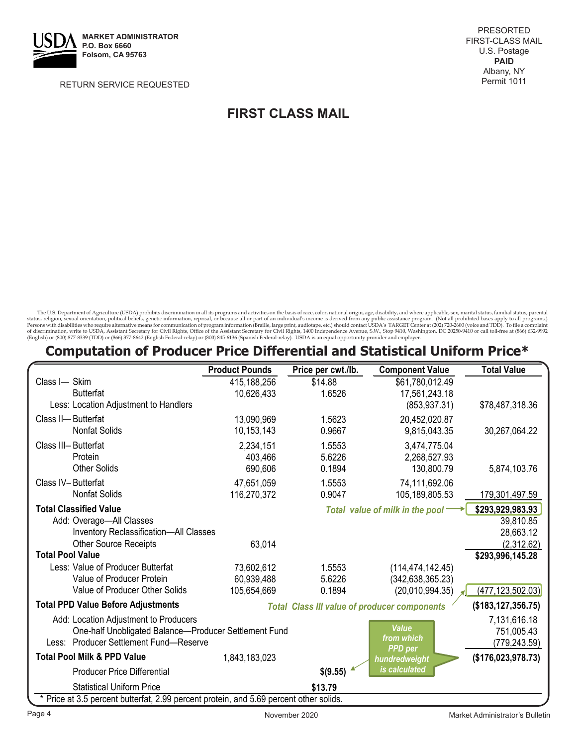MARKET ADMINISTRATOR
P.O. Box 6660
Folsom, CA 95763

RETURN SERVICE REQUESTED

PRESORTED
FIRST-CLASS MAIL
U.S. Postage
**PAID**
Albany, NY
Permit 1011

## FIRST CLASS MAIL

The U.S. Department of Agriculture (USDA) prohibits discrimination in all its programs and activities on the basis of race, color, national origin, age, disability, and where applicable, sex, marital status, familial status, parental status, religion, sexual orientation, political beliefs, genetic information, reprisal, or because all or part of an individual's income is derived from any public assistance program. (Not all prohibited bases apply to all programs.) Persons with disabilities who require alternative means for communication of program information (Braille, large print, audiotape, etc.) should contact USDA's TARGET Center at (202) 720-2600 (voice and TDD). To file a complaint of discrimination, write to USDA, Assistant Secretary for Civil Rights, Office of the Assistant Secretary for Civil Rights, 1400 Independence Avenue, S.W., Stop 9410, Washington, DC 20250-9410 or call toll-free at (866) 632-9992 (English) or (800) 877-8339 (TDD) or (866) 377-8642 (English Federal-relay) or (800) 845-6136 (Spanish Federal-relay). USDA is an equal opportunity provider and employer.

## Computation of Producer Price Differential and Statistical Uniform Price*

| | Product Pounds | Price per cwt./lb. | Component Value | Total Value |
|---|---|---|---|---|
| Class I— Skim | 415,188,256 | $14.88 | $61,780,012.49 | |
| Butterfat | 10,626,433 | 1.6526 | 17,561,243.18 | |
| Less: Location Adjustment to Handlers | | | (853,937.31) | $78,487,318.36 |
| Class II— Butterfat | 13,090,969 | 1.5623 | 20,452,020.87 | |
| Nonfat Solids | 10,153,143 | 0.9667 | 9,815,043.35 | 30,267,064.22 |
| Class III— Butterfat | 2,234,151 | 1.5553 | 3,474,775.04 | |
| Protein | 403,466 | 5.6226 | 2,268,527.93 | |
| Other Solids | 690,606 | 0.1894 | 130,800.79 | 5,874,103.76 |
| Class IV— Butterfat | 47,651,059 | 1.5553 | 74,111,692.06 | |
| Nonfat Solids | 116,270,372 | 0.9047 | 105,189,805.53 | 179,301,497.59 |
| **Total Classified Value** | | | *Total value of milk in the pool* → | **$293,929,983.93** |
| Add: Overage—All Classes | | | | 39,810.85 |
| Inventory Reclassification—All Classes | | | | 28,663.12 |
| Other Source Receipts | 63,014 | | | (2,312.62) |
| **Total Pool Value** | | | | **$293,996,145.28** |
| Less: Value of Producer Butterfat | 73,602,612 | 1.5553 | (114,474,142.45) | |
| Value of Producer Protein | 60,939,488 | 5.6226 | (342,638,365.23) | |
| Value of Producer Other Solids | 105,654,669 | 0.1894 | (20,010,994.35) | (477,123,502.03) |
| **Total PPD Value Before Adjustments** | | *Total Class III value of producer components* | | **($183,127,356.75)** |
| Add: Location Adjustment to Producers | | | | 7,131,616.18 |
| One-half Unobligated Balance—Producer Settlement Fund | | | | 751,005.43 |
| Less: Producer Settlement Fund—Reserve | | | | (779,243.59) |
| **Total Pool Milk & PPD Value** | 1,843,183,023 | | *Value from which PPD per hundredweight is calculated* | **($176,023,978.73)** |
| Producer Price Differential | | **$(9.55)** | | |
| Statistical Uniform Price | | **$13.79** | | |

\* Price at 3.5 percent butterfat, 2.99 percent protein, and 5.69 percent other solids.